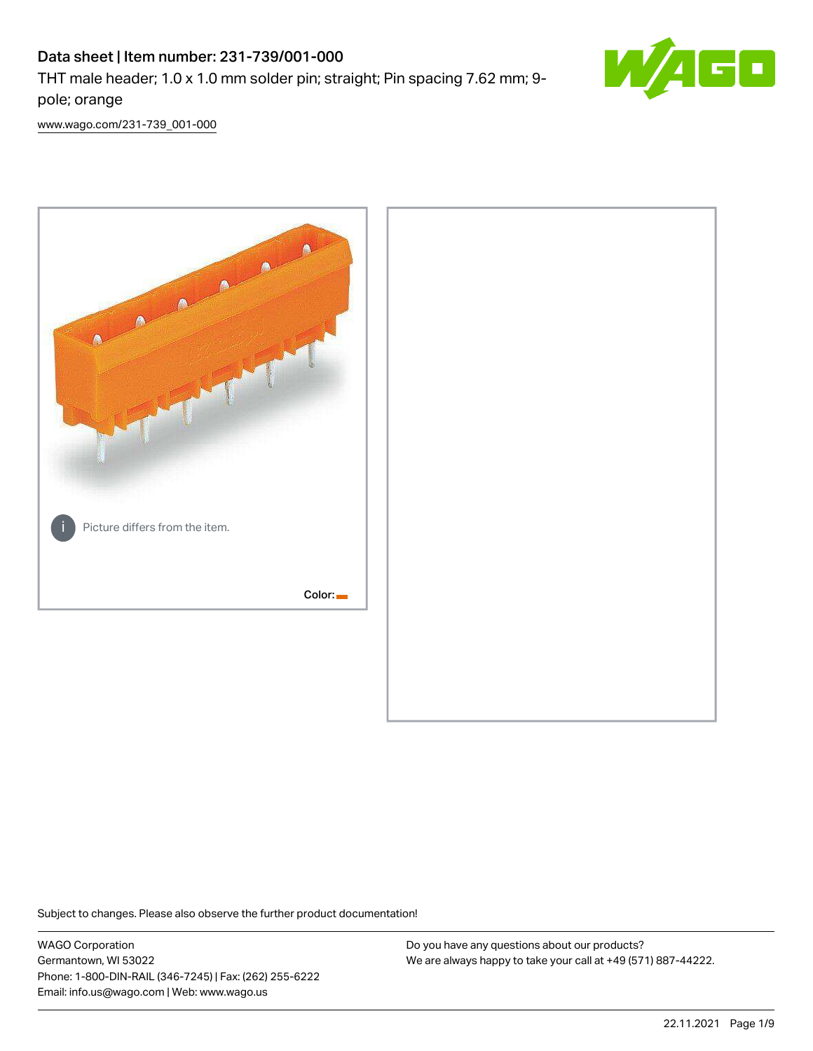# Data sheet | Item number: 231-739/001-000

THT male header; 1.0 x 1.0 mm solder pin; straight; Pin spacing 7.62 mm; 9-pole; orange

www.wago.com/231-739_001-000

Picture differs from the item.

Color:

Subject to changes. Please also observe the further product documentation!

WAGO Corporation
Germantown, WI 53022
Phone: 1-800-DIN-RAIL (346-7245) | Fax: (262) 255-6222
Email: info.us@wago.com | Web: www.wago.us

Do you have any questions about our products?
We are always happy to take your call at +49 (571) 887-44222.

22.11.2021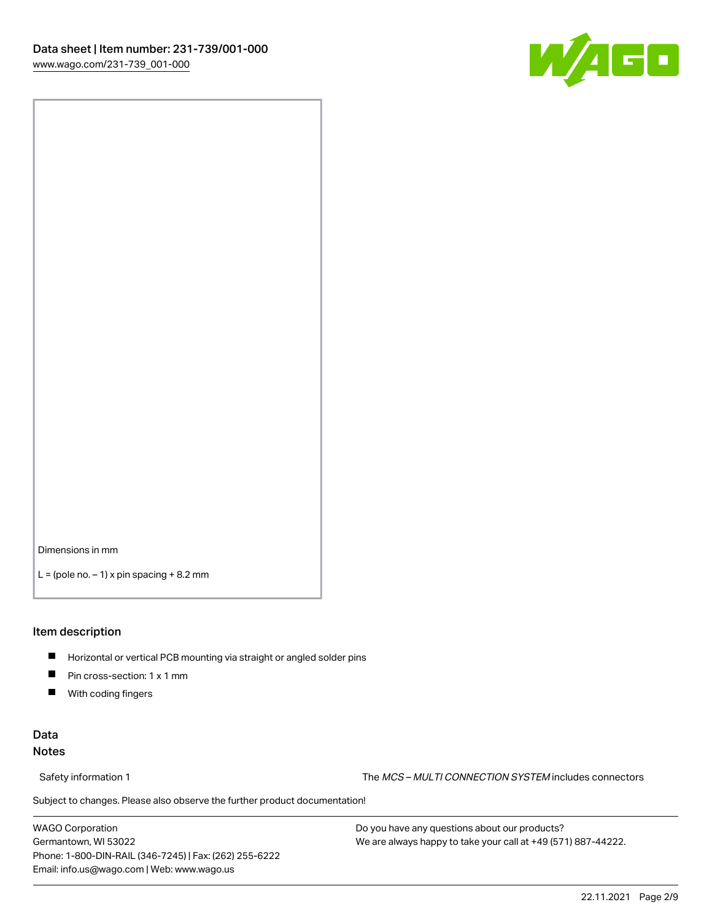Dimensions in mm

L = (pole no. – 1) x pin spacing + 8.2 mm

## Item description

- Horizontal or vertical PCB mounting via straight or angled solder pins
- Pin cross-section: 1 x 1 mm
- With coding fingers

## Data

### Notes

Safety information 1 The *MCS – MULTI CONNECTION SYSTEM* includes connectors

Subject to changes. Please also observe the further product documentation!

WAGO Corporation
Germantown, WI 53022
Phone: 1-800-DIN-RAIL (346-7245) | Fax: (262) 255-6222
Email: info.us@wago.com | Web: www.wago.us

Do you have any questions about our products?
We are always happy to take your call at +49 (571) 887-44222.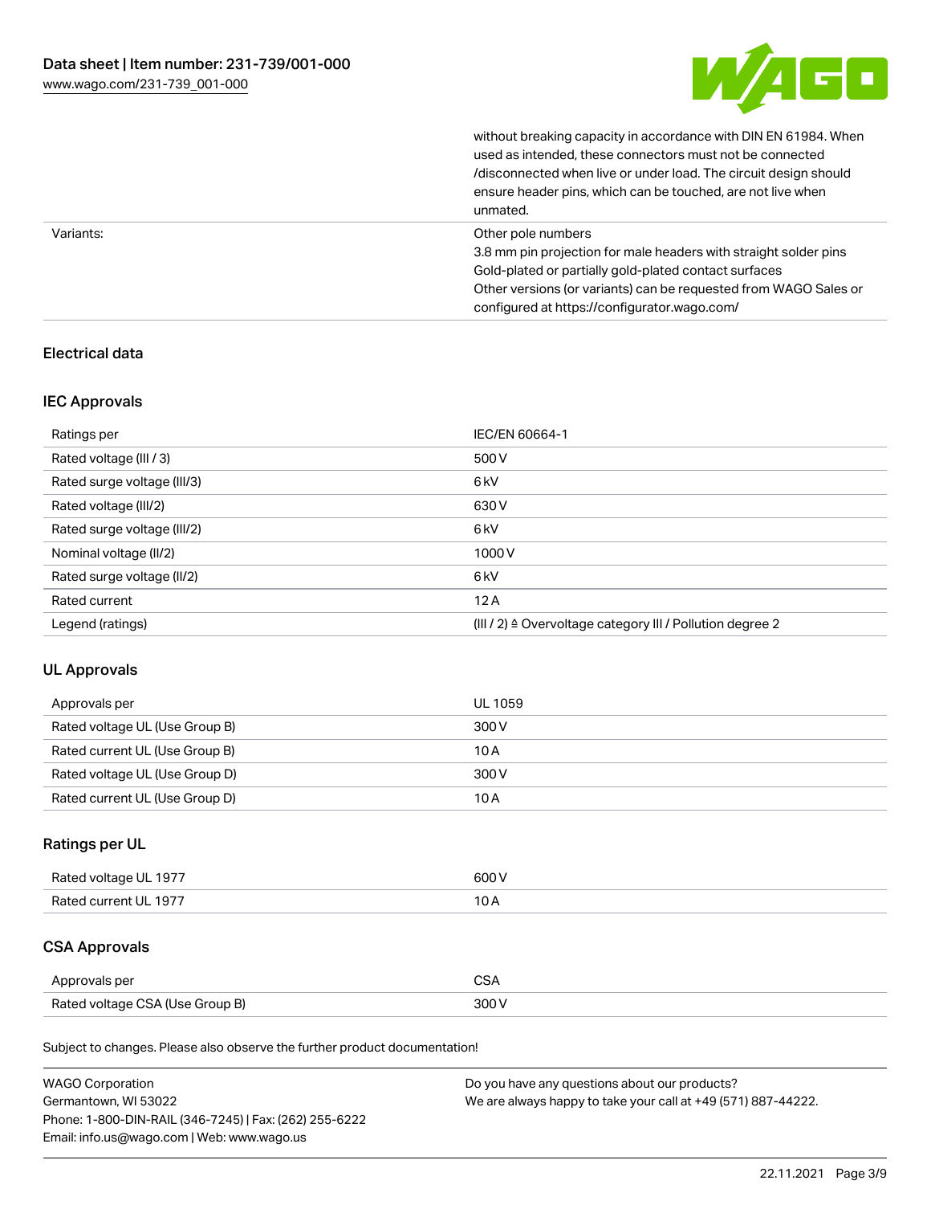| | |
|---|---|
| | without breaking capacity in accordance with DIN EN 61984. When used as intended, these connectors must not be connected /disconnected when live or under load. The circuit design should ensure header pins, which can be touched, are not live when unmated. |
| Variants: | Other pole numbers<br>3.8 mm pin projection for male headers with straight solder pins<br>Gold-plated or partially gold-plated contact surfaces<br>Other versions (or variants) can be requested from WAGO Sales or configured at https://configurator.wago.com/ |

## Electrical data

### IEC Approvals

| | |
|---|---|
| Ratings per | IEC/EN 60664-1 |
| Rated voltage (III / 3) | 500 V |
| Rated surge voltage (III/3) | 6 kV |
| Rated voltage (III/2) | 630 V |
| Rated surge voltage (III/2) | 6 kV |
| Nominal voltage (II/2) | 1000 V |
| Rated surge voltage (II/2) | 6 kV |
| Rated current | 12 A |
| Legend (ratings) | (III / 2) ≙ Overvoltage category III / Pollution degree 2 |

### UL Approvals

| | |
|---|---|
| Approvals per | UL 1059 |
| Rated voltage UL (Use Group B) | 300 V |
| Rated current UL (Use Group B) | 10 A |
| Rated voltage UL (Use Group D) | 300 V |
| Rated current UL (Use Group D) | 10 A |

### Ratings per UL

| | |
|---|---|
| Rated voltage UL 1977 | 600 V |
| Rated current UL 1977 | 10 A |

### CSA Approvals

| | |
|---|---|
| Approvals per | CSA |
| Rated voltage CSA (Use Group B) | 300 V |

Subject to changes. Please also observe the further product documentation!

WAGO Corporation
Germantown, WI 53022
Phone: 1-800-DIN-RAIL (346-7245) | Fax: (262) 255-6222
Email: info.us@wago.com | Web: www.wago.us

Do you have any questions about our products?
We are always happy to take your call at +49 (571) 887-44222.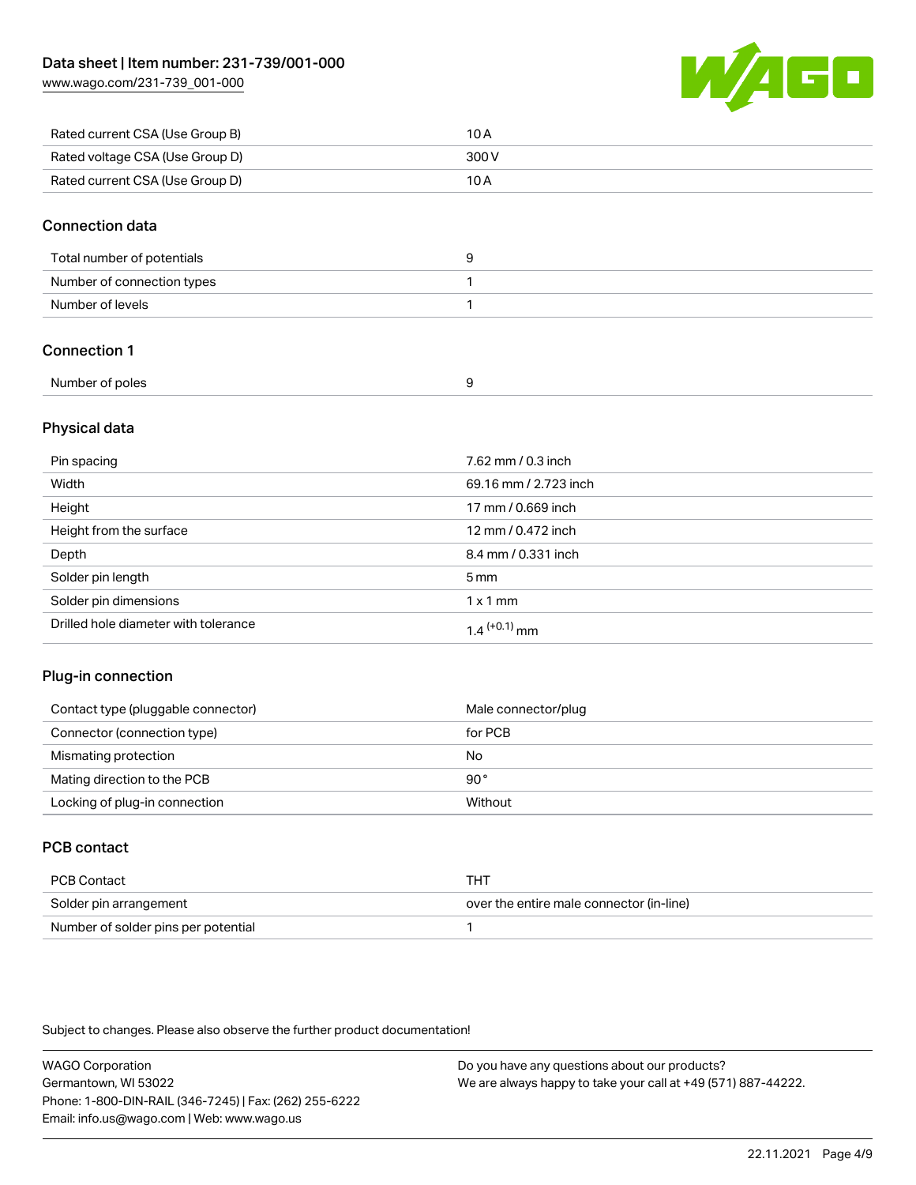| | |
|---|---|
| Rated current CSA (Use Group B) | 10 A |
| Rated voltage CSA (Use Group D) | 300 V |
| Rated current CSA (Use Group D) | 10 A |

## Connection data

| | |
|---|---|
| Total number of potentials | 9 |
| Number of connection types | 1 |
| Number of levels | 1 |

## Connection 1

| | |
|---|---|
| Number of poles | 9 |

## Physical data

| | |
|---|---|
| Pin spacing | 7.62 mm / 0.3 inch |
| Width | 69.16 mm / 2.723 inch |
| Height | 17 mm / 0.669 inch |
| Height from the surface | 12 mm / 0.472 inch |
| Depth | 8.4 mm / 0.331 inch |
| Solder pin length | 5 mm |
| Solder pin dimensions | 1 x 1 mm |
| Drilled hole diameter with tolerance | $1.4^{(+0.1)}$ mm |

## Plug-in connection

| | |
|---|---|
| Contact type (pluggable connector) | Male connector/plug |
| Connector (connection type) | for PCB |
| Mismating protection | No |
| Mating direction to the PCB | 90° |
| Locking of plug-in connection | Without |

## PCB contact

| | |
|---|---|
| PCB Contact | THT |
| Solder pin arrangement | over the entire male connector (in-line) |
| Number of solder pins per potential | 1 |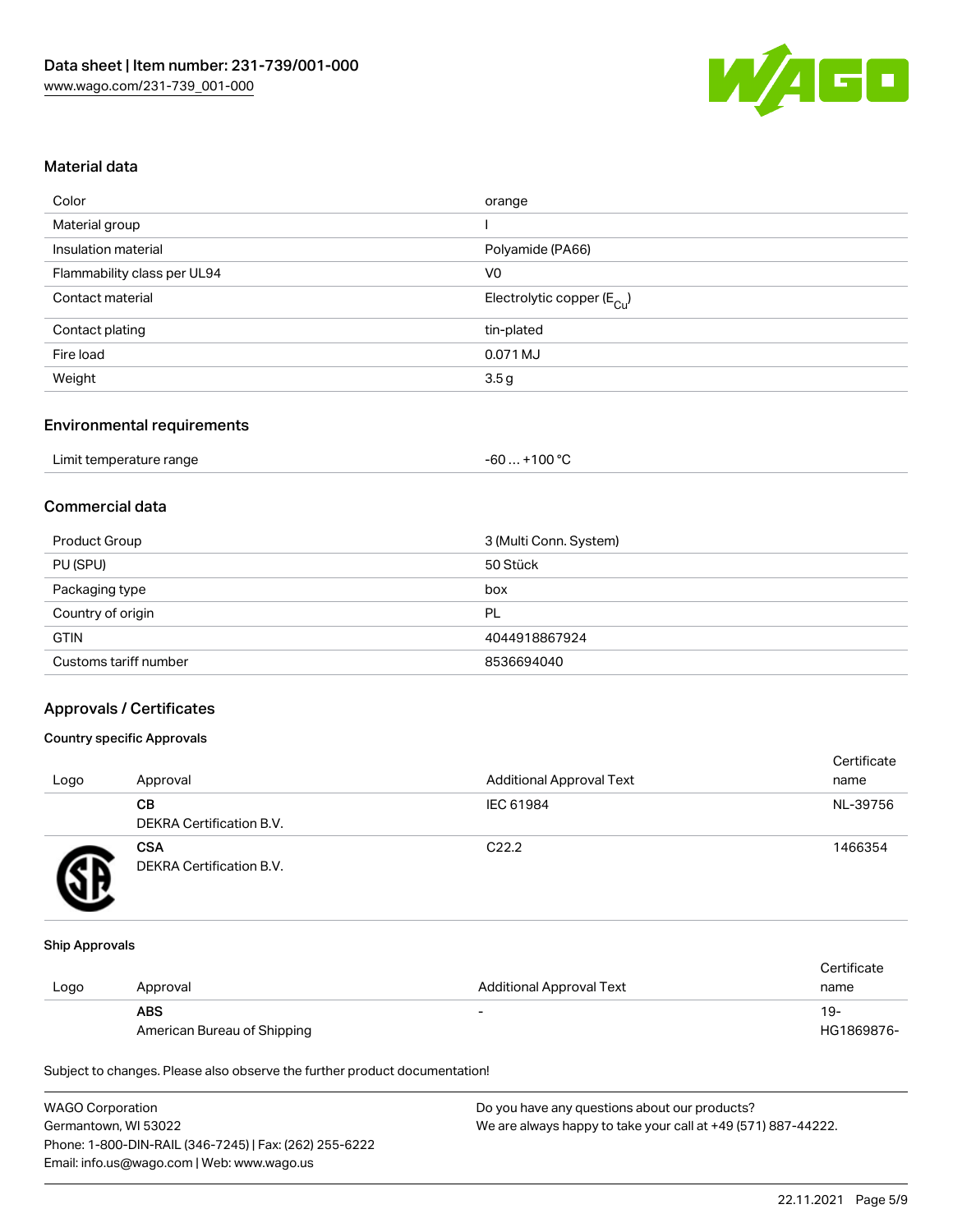## Material data

| Color | orange |
|---|---|
| Material group | I |
| Insulation material | Polyamide (PA66) |
| Flammability class per UL94 | V0 |
| Contact material | Electrolytic copper ($E_{Cu}$) |
| Contact plating | tin-plated |
| Fire load | 0.071 MJ |
| Weight | 3.5 g |

## Environmental requirements

| Limit temperature range | -60 … +100 °C |
|---|---|

## Commercial data

| Product Group | 3 (Multi Conn. System) |
|---|---|
| PU (SPU) | 50 Stück |
| Packaging type | box |
| Country of origin | PL |
| GTIN | 4044918867924 |
| Customs tariff number | 8536694040 |

## Approvals / Certificates

### Country specific Approvals

| Logo | Approval | Additional Approval Text | Certificate name |
|---|---|---|---|
| | **CB** DEKRA Certification B.V. | IEC 61984 | NL-39756 |
| | **CSA** DEKRA Certification B.V. | C22.2 | 1466354 |

### Ship Approvals

| Logo | Approval | Additional Approval Text | Certificate name |
|---|---|---|---|
| | **ABS** American Bureau of Shipping | - | 19-HG1869876- |

Subject to changes. Please also observe the further product documentation!

WAGO Corporation
Germantown, WI 53022
Phone: 1-800-DIN-RAIL (346-7245) | Fax: (262) 255-6222
Email: info.us@wago.com | Web: www.wago.us

Do you have any questions about our products?
We are always happy to take your call at +49 (571) 887-44222.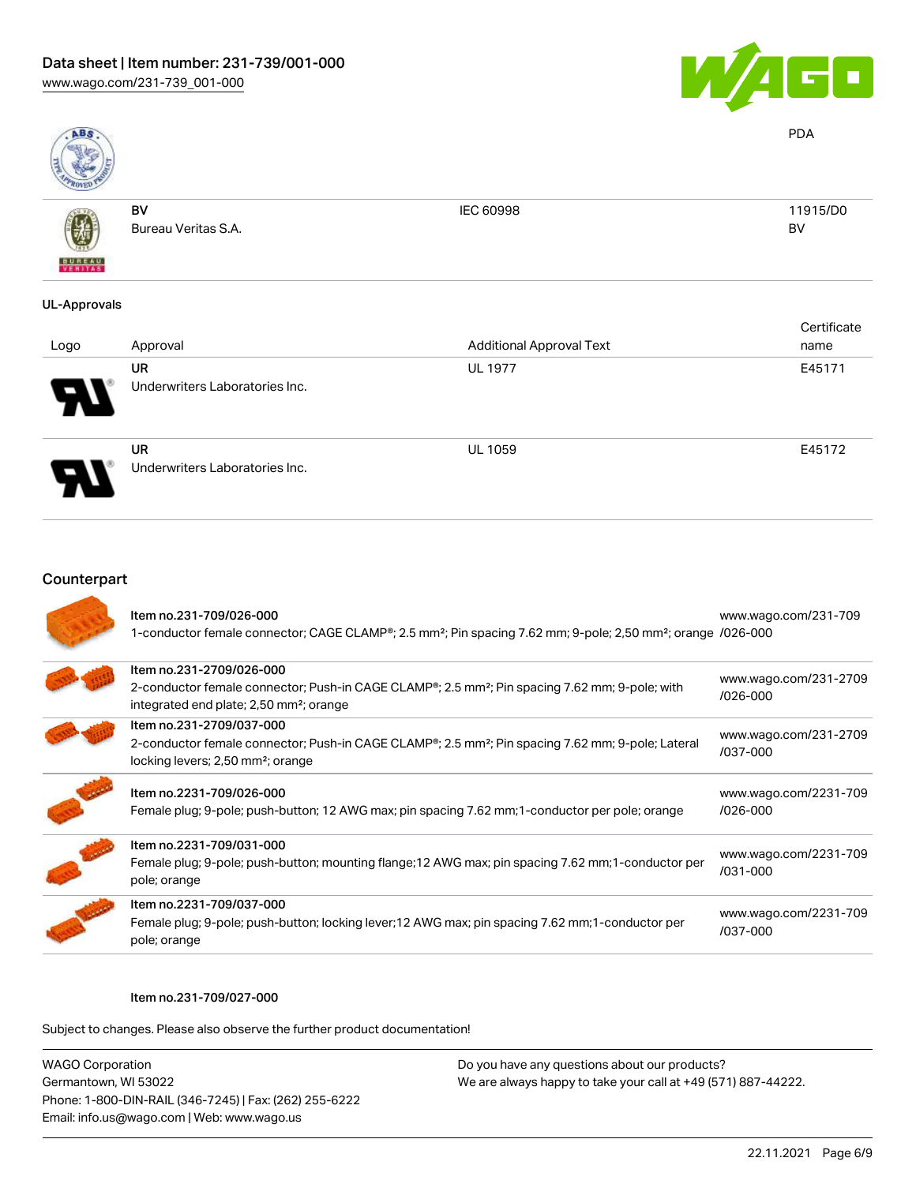Data sheet | Item number: 231-739/001-000
www.wago.com/231-739_001-000

| | | | PDA |
|---|---|---|---|
| | BV<br>Bureau Veritas S.A. | IEC 60998 | 11915/D0<br>BV |

## UL-Approvals

| Logo | Approval | Additional Approval Text | Certificate name |
|---|---|---|---|
| | UR<br>Underwriters Laboratories Inc. | UL 1977 | E45171 |
| | UR<br>Underwriters Laboratories Inc. | UL 1059 | E45172 |

## Counterpart

| | | |
|---|---|---|
| | Item no.231-709/026-000<br>1-conductor female connector; CAGE CLAMP®; 2.5 mm²; Pin spacing 7.62 mm; 9-pole; 2,50 mm²; orange | www.wago.com/231-709/026-000 |
| | Item no.231-2709/026-000<br>2-conductor female connector; Push-in CAGE CLAMP®; 2.5 mm²; Pin spacing 7.62 mm; 9-pole; with integrated end plate; 2,50 mm²; orange | www.wago.com/231-2709/026-000 |
| | Item no.231-2709/037-000<br>2-conductor female connector; Push-in CAGE CLAMP®; 2.5 mm²; Pin spacing 7.62 mm; 9-pole; Lateral locking levers; 2,50 mm²; orange | www.wago.com/231-2709/037-000 |
| | Item no.2231-709/026-000<br>Female plug; 9-pole; push-button; 12 AWG max; pin spacing 7.62 mm;1-conductor per pole; orange | www.wago.com/2231-709/026-000 |
| | Item no.2231-709/031-000<br>Female plug; 9-pole; push-button; mounting flange;12 AWG max; pin spacing 7.62 mm;1-conductor per pole; orange | www.wago.com/2231-709/031-000 |
| | Item no.2231-709/037-000<br>Female plug; 9-pole; push-button; locking lever;12 AWG max; pin spacing 7.62 mm;1-conductor per pole; orange | www.wago.com/2231-709/037-000 |

Item no.231-709/027-000

Subject to changes. Please also observe the further product documentation!

WAGO Corporation
Germantown, WI 53022
Phone: 1-800-DIN-RAIL (346-7245) | Fax: (262) 255-6222
Email: info.us@wago.com | Web: www.wago.us

Do you have any questions about our products?
We are always happy to take your call at +49 (571) 887-44222.

22.11.2021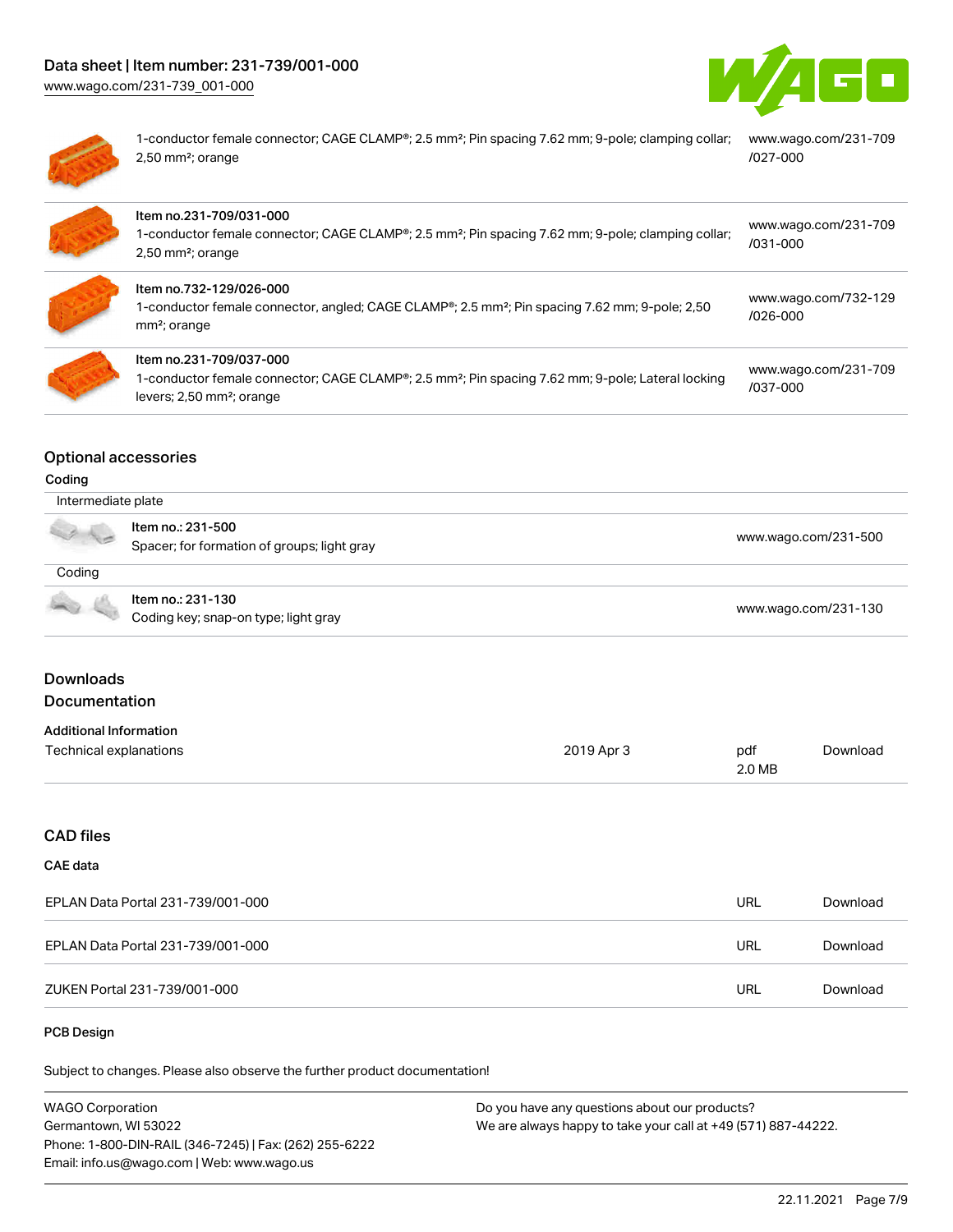| | |
|---|---|
| 1-conductor female connector; CAGE CLAMP®; 2.5 mm²; Pin spacing 7.62 mm; 9-pole; clamping collar; 2,50 mm²; orange | www.wago.com/231-709/027-000 |
| Item no.231-709/031-000<br>1-conductor female connector; CAGE CLAMP®; 2.5 mm²; Pin spacing 7.62 mm; 9-pole; clamping collar; 2,50 mm²; orange | www.wago.com/231-709/031-000 |
| Item no.732-129/026-000<br>1-conductor female connector, angled; CAGE CLAMP®; 2.5 mm²; Pin spacing 7.62 mm; 9-pole; 2,50 mm²; orange | www.wago.com/732-129/026-000 |
| Item no.231-709/037-000<br>1-conductor female connector; CAGE CLAMP®; 2.5 mm²; Pin spacing 7.62 mm; 9-pole; Lateral locking levers; 2,50 mm²; orange | www.wago.com/231-709/037-000 |

## Optional accessories

### Coding

Intermediate plate

| | |
|---|---|
| Item no.: 231-500<br>Spacer; for formation of groups; light gray | www.wago.com/231-500 |

Coding

| | |
|---|---|
| Item no.: 231-130<br>Coding key; snap-on type; light gray | www.wago.com/231-130 |

## Downloads

## Documentation

### Additional Information

| | | | |
|---|---|---|---|
| Technical explanations | 2019 Apr 3 | pdf<br>2.0 MB | Download |

## CAD files

### CAE data

| | | |
|---|---|---|
| EPLAN Data Portal 231-739/001-000 | URL | Download |
| EPLAN Data Portal 231-739/001-000 | URL | Download |
| ZUKEN Portal 231-739/001-000 | URL | Download |

### PCB Design

Subject to changes. Please also observe the further product documentation!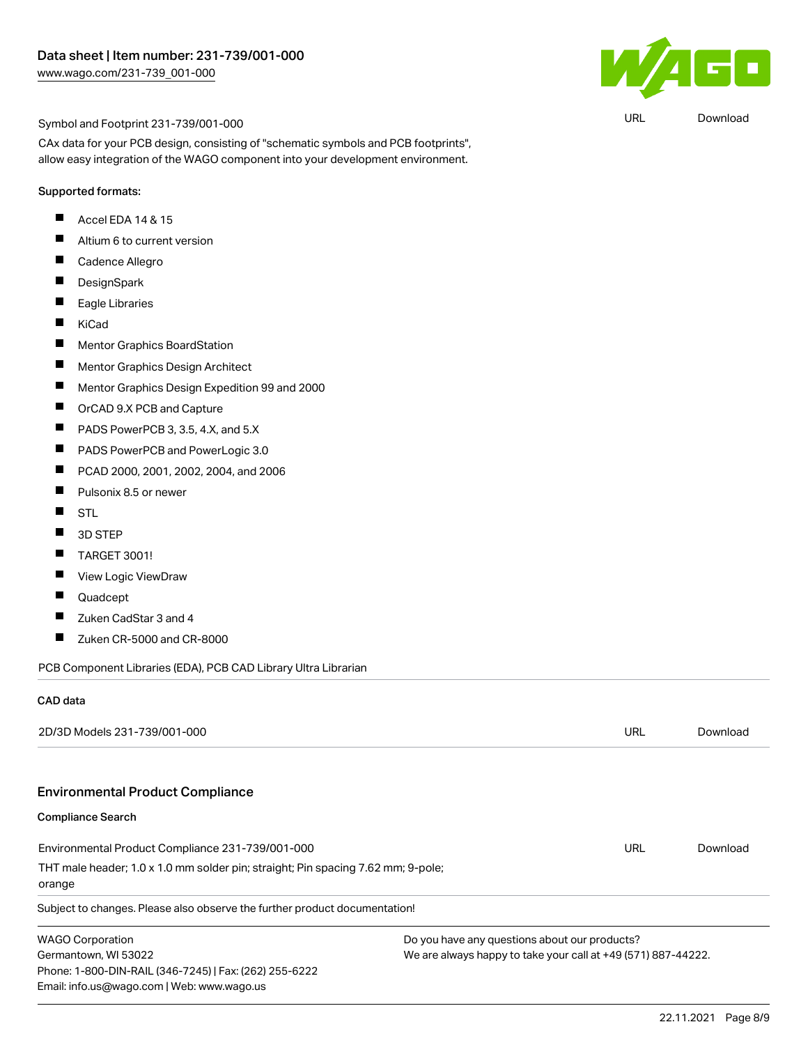| Symbol and Footprint 231-739/001-000 | URL | Download |
| --- | --- | --- |

CAx data for your PCB design, consisting of "schematic symbols and PCB footprints", allow easy integration of the WAGO component into your development environment.

Supported formats:

- Accel EDA 14 & 15
- Altium 6 to current version
- Cadence Allegro
- DesignSpark
- Eagle Libraries
- KiCad
- Mentor Graphics BoardStation
- Mentor Graphics Design Architect
- Mentor Graphics Design Expedition 99 and 2000
- OrCAD 9.X PCB and Capture
- PADS PowerPCB 3, 3.5, 4.X, and 5.X
- PADS PowerPCB and PowerLogic 3.0
- PCAD 2000, 2001, 2002, 2004, and 2006
- Pulsonix 8.5 or newer
- STL
- 3D STEP
- TARGET 3001!
- View Logic ViewDraw
- Quadcept
- Zuken CadStar 3 and 4
- Zuken CR-5000 and CR-8000

PCB Component Libraries (EDA), PCB CAD Library Ultra Librarian

**CAD data**

| 2D/3D Models 231-739/001-000 | URL | Download |
| --- | --- | --- |

## Environmental Product Compliance

**Compliance Search**

| Environmental Product Compliance 231-739/001-000 | URL | Download |
| --- | --- | --- |

THT male header; 1.0 x 1.0 mm solder pin; straight; Pin spacing 7.62 mm; 9-pole; orange

Subject to changes. Please also observe the further product documentation!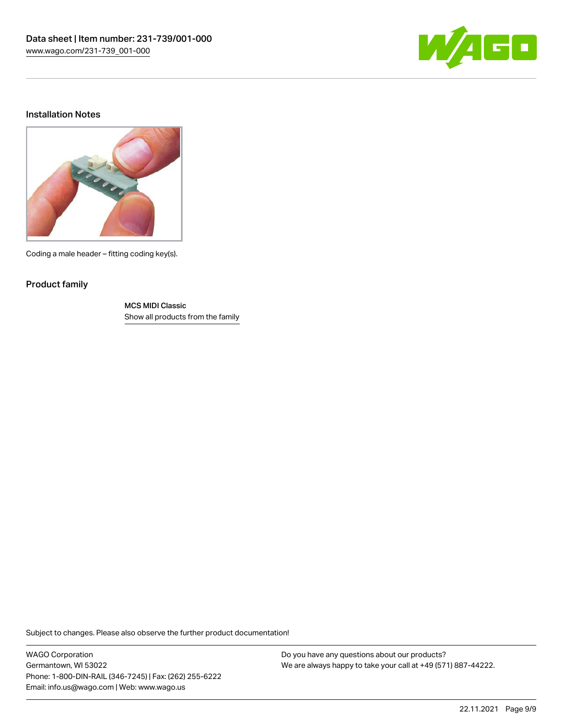## Installation Notes

Coding a male header – fitting coding key(s).

## Product family

MCS MIDI Classic
Show all products from the family

Subject to changes. Please also observe the further product documentation!

WAGO Corporation
Germantown, WI 53022
Phone: 1-800-DIN-RAIL (346-7245) | Fax: (262) 255-6222
Email: info.us@wago.com | Web: www.wago.us

Do you have any questions about our products?
We are always happy to take your call at +49 (571) 887-44222.